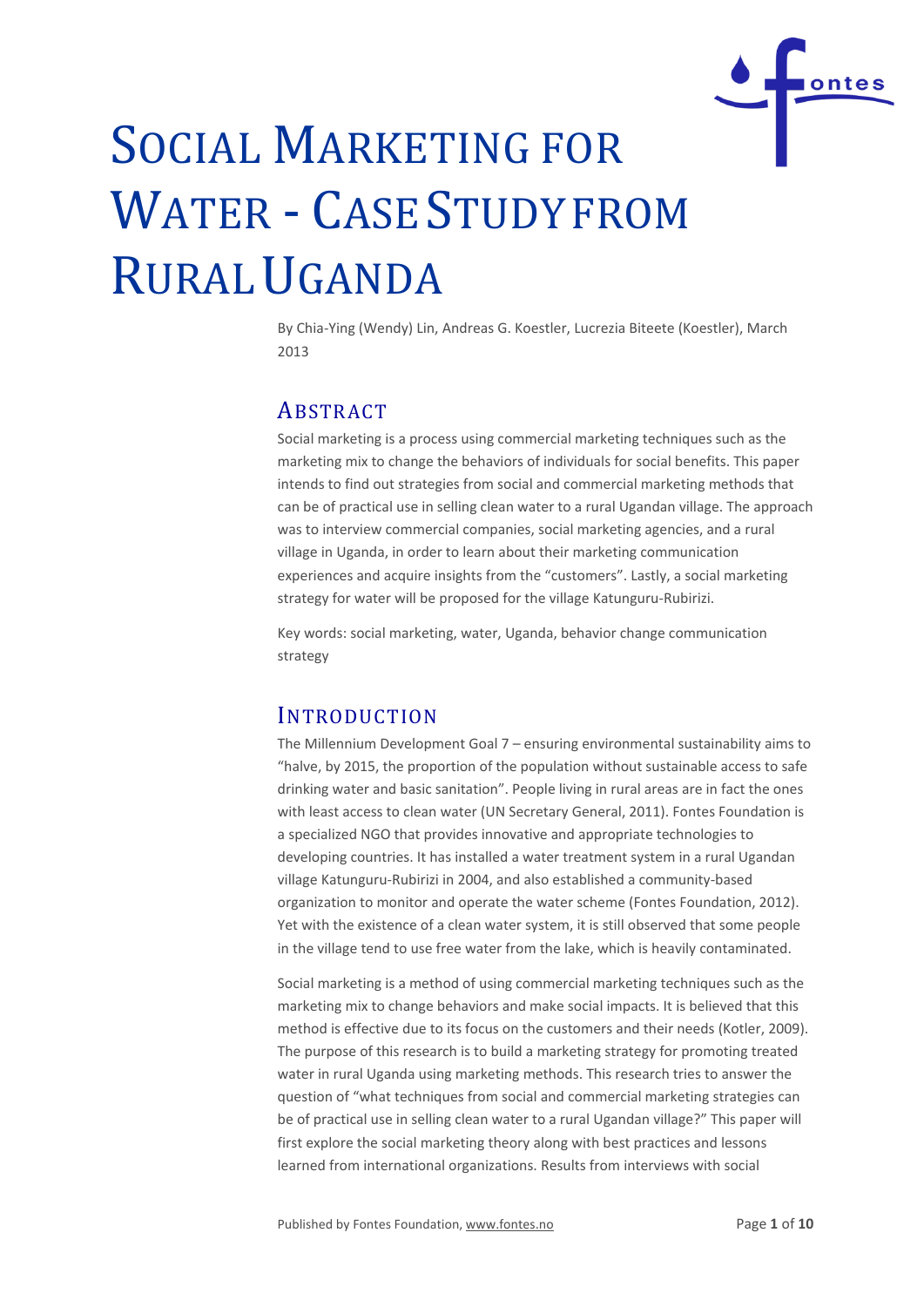# Social Marketing for Water - Case Study from Rural Uganda

By Chia-Ying (Wendy) Lin, Andreas G. Koestler, Lucrezia Biteete (Koestler), March 2013

## Abstract

Social marketing is a process using commercial marketing techniques such as the marketing mix to change the behaviors of individuals for social benefits. This paper intends to find out strategies from social and commercial marketing methods that can be of practical use in selling clean water to a rural Ugandan village. The approach was to interview commercial companies, social marketing agencies, and a rural village in Uganda, in order to learn about their marketing communication experiences and acquire insights from the "customers". Lastly, a social marketing strategy for water will be proposed for the village Katunguru-Rubirizi.

Key words: social marketing, water, Uganda, behavior change communication strategy

## Introduction

The Millennium Development Goal 7 – ensuring environmental sustainability aims to "halve, by 2015, the proportion of the population without sustainable access to safe drinking water and basic sanitation". People living in rural areas are in fact the ones with least access to clean water (UN Secretary General, 2011). Fontes Foundation is a specialized NGO that provides innovative and appropriate technologies to developing countries. It has installed a water treatment system in a rural Ugandan village Katunguru-Rubirizi in 2004, and also established a community-based organization to monitor and operate the water scheme (Fontes Foundation, 2012). Yet with the existence of a clean water system, it is still observed that some people in the village tend to use free water from the lake, which is heavily contaminated.

Social marketing is a method of using commercial marketing techniques such as the marketing mix to change behaviors and make social impacts. It is believed that this method is effective due to its focus on the customers and their needs (Kotler, 2009). The purpose of this research is to build a marketing strategy for promoting treated water in rural Uganda using marketing methods. This research tries to answer the question of "what techniques from social and commercial marketing strategies can be of practical use in selling clean water to a rural Ugandan village?" This paper will first explore the social marketing theory along with best practices and lessons learned from international organizations. Results from interviews with social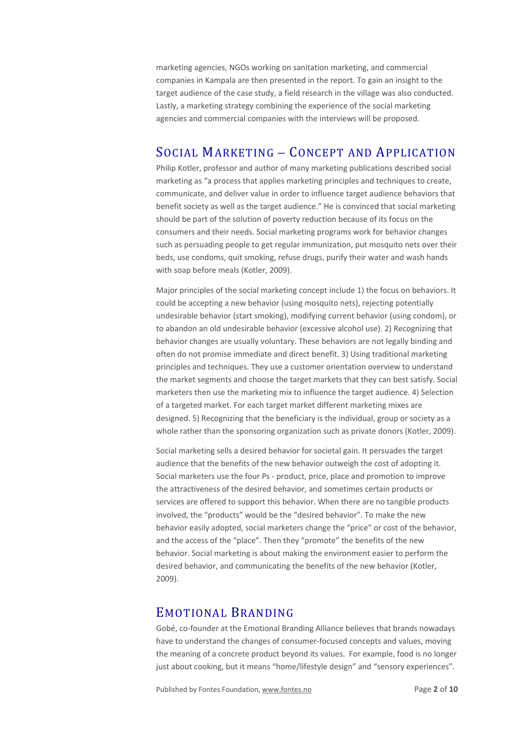marketing agencies, NGOs working on sanitation marketing, and commercial companies in Kampala are then presented in the report. To gain an insight to the target audience of the case study, a field research in the village was also conducted. Lastly, a marketing strategy combining the experience of the social marketing agencies and commercial companies with the interviews will be proposed.

## Social Marketing – Concept and Application

Philip Kotler, professor and author of many marketing publications described social marketing as "a process that applies marketing principles and techniques to create, communicate, and deliver value in order to influence target audience behaviors that benefit society as well as the target audience." He is convinced that social marketing should be part of the solution of poverty reduction because of its focus on the consumers and their needs. Social marketing programs work for behavior changes such as persuading people to get regular immunization, put mosquito nets over their beds, use condoms, quit smoking, refuse drugs, purify their water and wash hands with soap before meals (Kotler, 2009).

Major principles of the social marketing concept include 1) the focus on behaviors. It could be accepting a new behavior (using mosquito nets), rejecting potentially undesirable behavior (start smoking), modifying current behavior (using condom), or to abandon an old undesirable behavior (excessive alcohol use). 2) Recognizing that behavior changes are usually voluntary. These behaviors are not legally binding and often do not promise immediate and direct benefit. 3) Using traditional marketing principles and techniques. They use a customer orientation overview to understand the market segments and choose the target markets that they can best satisfy. Social marketers then use the marketing mix to influence the target audience. 4) Selection of a targeted market. For each target market different marketing mixes are designed. 5) Recognizing that the beneficiary is the individual, group or society as a whole rather than the sponsoring organization such as private donors (Kotler, 2009).

Social marketing sells a desired behavior for societal gain. It persuades the target audience that the benefits of the new behavior outweigh the cost of adopting it. Social marketers use the four Ps - product, price, place and promotion to improve the attractiveness of the desired behavior, and sometimes certain products or services are offered to support this behavior. When there are no tangible products involved, the "products" would be the "desired behavior". To make the new behavior easily adopted, social marketers change the "price" or cost of the behavior, and the access of the "place". Then they "promote" the benefits of the new behavior. Social marketing is about making the environment easier to perform the desired behavior, and communicating the benefits of the new behavior (Kotler, 2009).

## Emotional Branding

Gobé, co-founder at the Emotional Branding Alliance believes that brands nowadays have to understand the changes of consumer-focused concepts and values, moving the meaning of a concrete product beyond its values. For example, food is no longer just about cooking, but it means "home/lifestyle design" and "sensory experiences".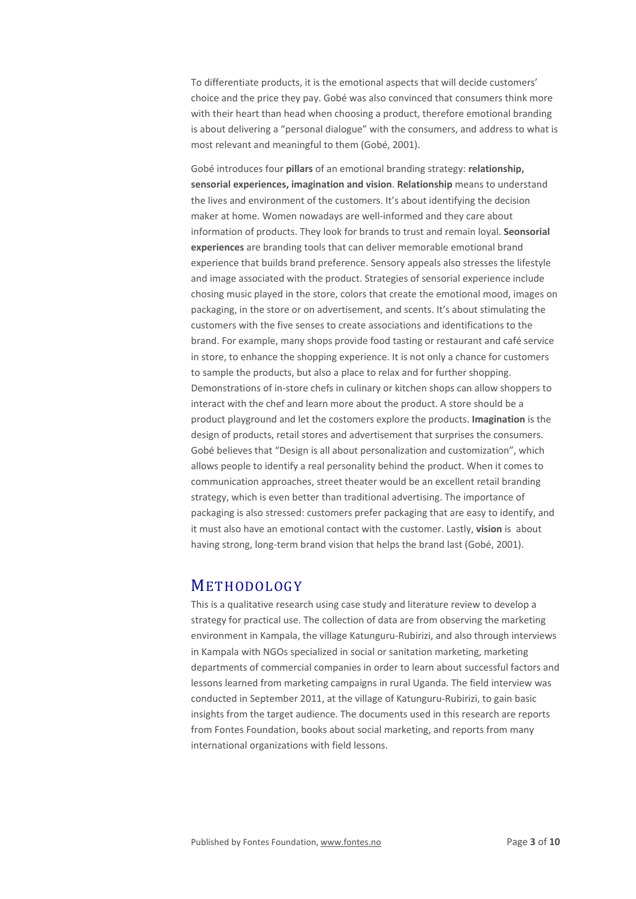To differentiate products, it is the emotional aspects that will decide customers' choice and the price they pay. Gobé was also convinced that consumers think more with their heart than head when choosing a product, therefore emotional branding is about delivering a "personal dialogue" with the consumers, and address to what is most relevant and meaningful to them (Gobé, 2001).

Gobé introduces four **pillars** of an emotional branding strategy: **relationship, sensorial experiences, imagination and vision**. **Relationship** means to understand the lives and environment of the customers. It's about identifying the decision maker at home. Women nowadays are well-informed and they care about information of products. They look for brands to trust and remain loyal. **Seonsorial experiences** are branding tools that can deliver memorable emotional brand experience that builds brand preference. Sensory appeals also stresses the lifestyle and image associated with the product. Strategies of sensorial experience include chosing music played in the store, colors that create the emotional mood, images on packaging, in the store or on advertisement, and scents. It's about stimulating the customers with the five senses to create associations and identifications to the brand. For example, many shops provide food tasting or restaurant and café service in store, to enhance the shopping experience. It is not only a chance for customers to sample the products, but also a place to relax and for further shopping. Demonstrations of in-store chefs in culinary or kitchen shops can allow shoppers to interact with the chef and learn more about the product. A store should be a product playground and let the costomers explore the products. **Imagination** is the design of products, retail stores and advertisement that surprises the consumers. Gobé believes that "Design is all about personalization and customization", which allows people to identify a real personality behind the product. When it comes to communication approaches, street theater would be an excellent retail branding strategy, which is even better than traditional advertising. The importance of packaging is also stressed: customers prefer packaging that are easy to identify, and it must also have an emotional contact with the customer. Lastly, **vision** is about having strong, long-term brand vision that helps the brand last (Gobé, 2001).

## METHODOLOGY

This is a qualitative research using case study and literature review to develop a strategy for practical use. The collection of data are from observing the marketing environment in Kampala, the village Katunguru-Rubirizi, and also through interviews in Kampala with NGOs specialized in social or sanitation marketing, marketing departments of commercial companies in order to learn about successful factors and lessons learned from marketing campaigns in rural Uganda. The field interview was conducted in September 2011, at the village of Katunguru-Rubirizi, to gain basic insights from the target audience. The documents used in this research are reports from Fontes Foundation, books about social marketing, and reports from many international organizations with field lessons.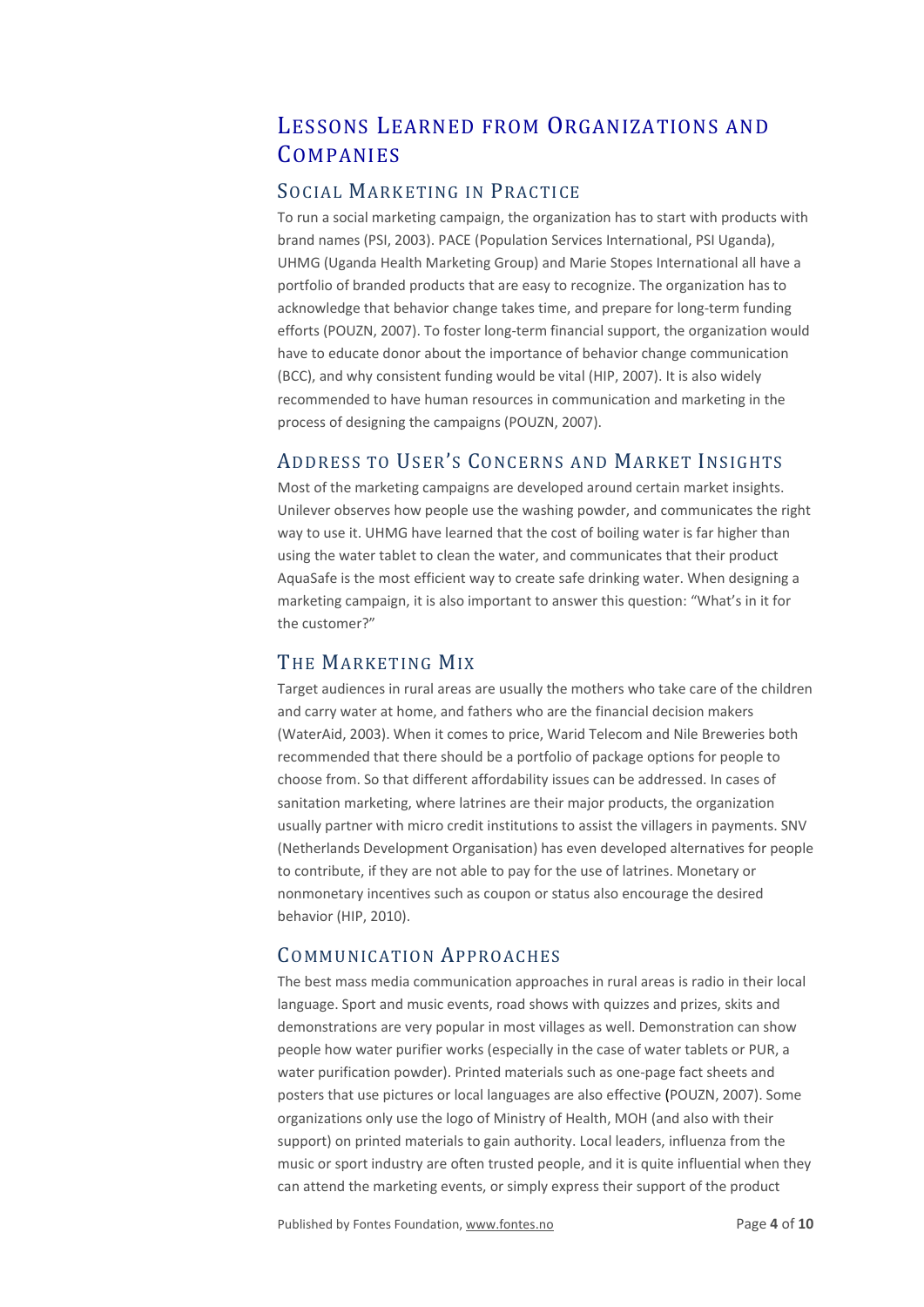# Lessons Learned from Organizations and Companies

## Social Marketing in Practice

To run a social marketing campaign, the organization has to start with products with brand names (PSI, 2003). PACE (Population Services International, PSI Uganda), UHMG (Uganda Health Marketing Group) and Marie Stopes International all have a portfolio of branded products that are easy to recognize. The organization has to acknowledge that behavior change takes time, and prepare for long-term funding efforts (POUZN, 2007). To foster long-term financial support, the organization would have to educate donor about the importance of behavior change communication (BCC), and why consistent funding would be vital (HIP, 2007). It is also widely recommended to have human resources in communication and marketing in the process of designing the campaigns (POUZN, 2007).

## Address to User's Concerns and Market Insights

Most of the marketing campaigns are developed around certain market insights. Unilever observes how people use the washing powder, and communicates the right way to use it. UHMG have learned that the cost of boiling water is far higher than using the water tablet to clean the water, and communicates that their product AquaSafe is the most efficient way to create safe drinking water. When designing a marketing campaign, it is also important to answer this question: "What's in it for the customer?"

## The Marketing Mix

Target audiences in rural areas are usually the mothers who take care of the children and carry water at home, and fathers who are the financial decision makers (WaterAid, 2003). When it comes to price, Warid Telecom and Nile Breweries both recommended that there should be a portfolio of package options for people to choose from. So that different affordability issues can be addressed. In cases of sanitation marketing, where latrines are their major products, the organization usually partner with micro credit institutions to assist the villagers in payments. SNV (Netherlands Development Organisation) has even developed alternatives for people to contribute, if they are not able to pay for the use of latrines. Monetary or nonmonetary incentives such as coupon or status also encourage the desired behavior (HIP, 2010).

## Communication Approaches

The best mass media communication approaches in rural areas is radio in their local language. Sport and music events, road shows with quizzes and prizes, skits and demonstrations are very popular in most villages as well. Demonstration can show people how water purifier works (especially in the case of water tablets or PUR, a water purification powder). Printed materials such as one-page fact sheets and posters that use pictures or local languages are also effective (POUZN, 2007). Some organizations only use the logo of Ministry of Health, MOH (and also with their support) on printed materials to gain authority. Local leaders, influenza from the music or sport industry are often trusted people, and it is quite influential when they can attend the marketing events, or simply express their support of the product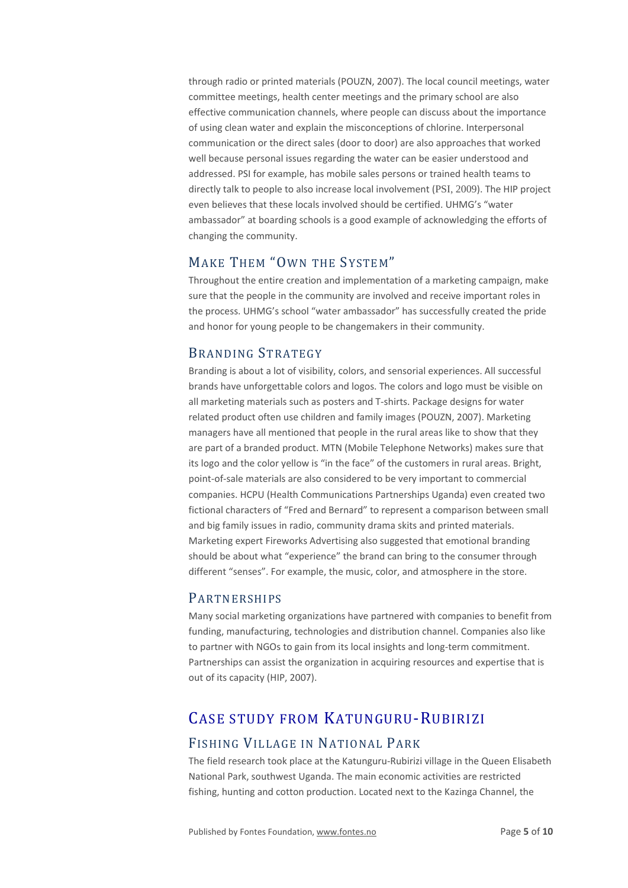through radio or printed materials (POUZN, 2007). The local council meetings, water committee meetings, health center meetings and the primary school are also effective communication channels, where people can discuss about the importance of using clean water and explain the misconceptions of chlorine. Interpersonal communication or the direct sales (door to door) are also approaches that worked well because personal issues regarding the water can be easier understood and addressed. PSI for example, has mobile sales persons or trained health teams to directly talk to people to also increase local involvement (PSI, 2009). The HIP project even believes that these locals involved should be certified. UHMG's "water ambassador" at boarding schools is a good example of acknowledging the efforts of changing the community.

### Make Them "Own the System"

Throughout the entire creation and implementation of a marketing campaign, make sure that the people in the community are involved and receive important roles in the process. UHMG's school "water ambassador" has successfully created the pride and honor for young people to be changemakers in their community.

### Branding Strategy

Branding is about a lot of visibility, colors, and sensorial experiences. All successful brands have unforgettable colors and logos. The colors and logo must be visible on all marketing materials such as posters and T-shirts. Package designs for water related product often use children and family images (POUZN, 2007). Marketing managers have all mentioned that people in the rural areas like to show that they are part of a branded product. MTN (Mobile Telephone Networks) makes sure that its logo and the color yellow is "in the face" of the customers in rural areas. Bright, point-of-sale materials are also considered to be very important to commercial companies. HCPU (Health Communications Partnerships Uganda) even created two fictional characters of "Fred and Bernard" to represent a comparison between small and big family issues in radio, community drama skits and printed materials. Marketing expert Fireworks Advertising also suggested that emotional branding should be about what "experience" the brand can bring to the consumer through different "senses". For example, the music, color, and atmosphere in the store.

### Partnerships

Many social marketing organizations have partnered with companies to benefit from funding, manufacturing, technologies and distribution channel. Companies also like to partner with NGOs to gain from its local insights and long-term commitment. Partnerships can assist the organization in acquiring resources and expertise that is out of its capacity (HIP, 2007).

## Case study from Katunguru-Rubirizi

### Fishing Village in National Park

The field research took place at the Katunguru-Rubirizi village in the Queen Elisabeth National Park, southwest Uganda. The main economic activities are restricted fishing, hunting and cotton production. Located next to the Kazinga Channel, the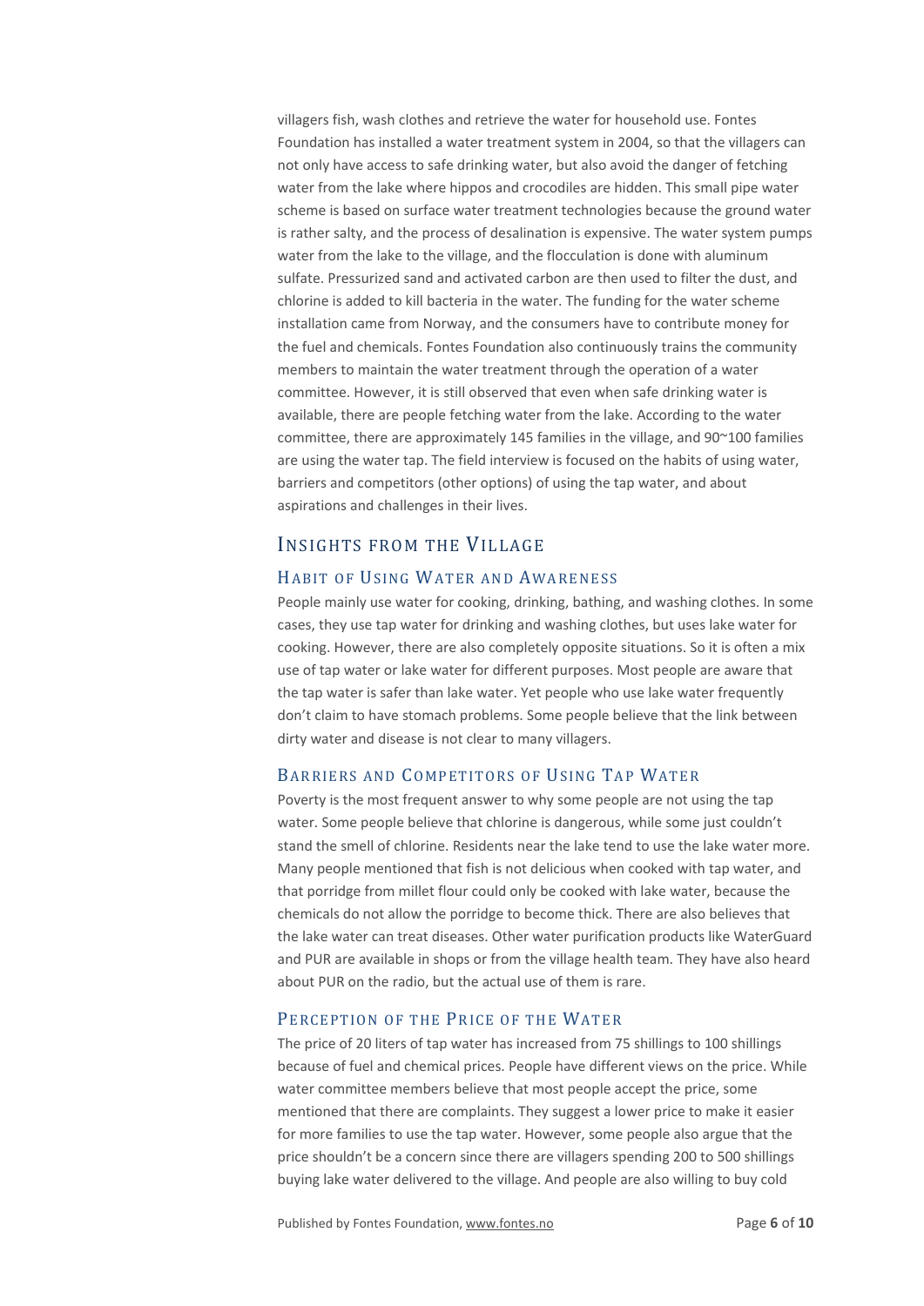villagers fish, wash clothes and retrieve the water for household use. Fontes Foundation has installed a water treatment system in 2004, so that the villagers can not only have access to safe drinking water, but also avoid the danger of fetching water from the lake where hippos and crocodiles are hidden. This small pipe water scheme is based on surface water treatment technologies because the ground water is rather salty, and the process of desalination is expensive. The water system pumps water from the lake to the village, and the flocculation is done with aluminum sulfate. Pressurized sand and activated carbon are then used to filter the dust, and chlorine is added to kill bacteria in the water. The funding for the water scheme installation came from Norway, and the consumers have to contribute money for the fuel and chemicals. Fontes Foundation also continuously trains the community members to maintain the water treatment through the operation of a water committee. However, it is still observed that even when safe drinking water is available, there are people fetching water from the lake. According to the water committee, there are approximately 145 families in the village, and 90~100 families are using the water tap. The field interview is focused on the habits of using water, barriers and competitors (other options) of using the tap water, and about aspirations and challenges in their lives.

## Insights from the Village

### Habit of Using Water and Awareness

People mainly use water for cooking, drinking, bathing, and washing clothes. In some cases, they use tap water for drinking and washing clothes, but uses lake water for cooking. However, there are also completely opposite situations. So it is often a mix use of tap water or lake water for different purposes. Most people are aware that the tap water is safer than lake water. Yet people who use lake water frequently don't claim to have stomach problems. Some people believe that the link between dirty water and disease is not clear to many villagers.

### Barriers and Competitors of Using Tap Water

Poverty is the most frequent answer to why some people are not using the tap water. Some people believe that chlorine is dangerous, while some just couldn't stand the smell of chlorine. Residents near the lake tend to use the lake water more. Many people mentioned that fish is not delicious when cooked with tap water, and that porridge from millet flour could only be cooked with lake water, because the chemicals do not allow the porridge to become thick. There are also believes that the lake water can treat diseases. Other water purification products like WaterGuard and PUR are available in shops or from the village health team. They have also heard about PUR on the radio, but the actual use of them is rare.

### Perception of the Price of the Water

The price of 20 liters of tap water has increased from 75 shillings to 100 shillings because of fuel and chemical prices. People have different views on the price. While water committee members believe that most people accept the price, some mentioned that there are complaints. They suggest a lower price to make it easier for more families to use the tap water. However, some people also argue that the price shouldn't be a concern since there are villagers spending 200 to 500 shillings buying lake water delivered to the village. And people are also willing to buy cold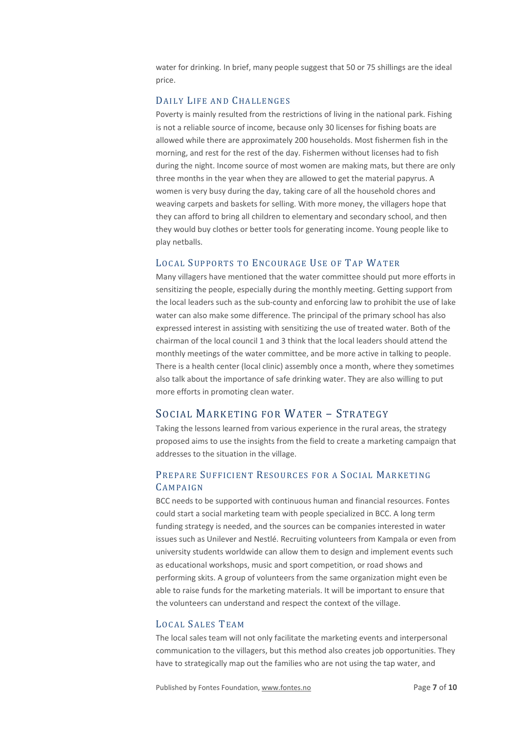water for drinking. In brief, many people suggest that 50 or 75 shillings are the ideal price.

### Daily Life and Challenges

Poverty is mainly resulted from the restrictions of living in the national park. Fishing is not a reliable source of income, because only 30 licenses for fishing boats are allowed while there are approximately 200 households. Most fishermen fish in the morning, and rest for the rest of the day. Fishermen without licenses had to fish during the night. Income source of most women are making mats, but there are only three months in the year when they are allowed to get the material papyrus. A women is very busy during the day, taking care of all the household chores and weaving carpets and baskets for selling. With more money, the villagers hope that they can afford to bring all children to elementary and secondary school, and then they would buy clothes or better tools for generating income. Young people like to play netballs.

### Local Supports to Encourage Use of Tap Water

Many villagers have mentioned that the water committee should put more efforts in sensitizing the people, especially during the monthly meeting. Getting support from the local leaders such as the sub-county and enforcing law to prohibit the use of lake water can also make some difference. The principal of the primary school has also expressed interest in assisting with sensitizing the use of treated water. Both of the chairman of the local council 1 and 3 think that the local leaders should attend the monthly meetings of the water committee, and be more active in talking to people. There is a health center (local clinic) assembly once a month, where they sometimes also talk about the importance of safe drinking water. They are also willing to put more efforts in promoting clean water.

## Social Marketing for Water – Strategy

Taking the lessons learned from various experience in the rural areas, the strategy proposed aims to use the insights from the field to create a marketing campaign that addresses to the situation in the village.

### Prepare Sufficient Resources for a Social Marketing Campaign

BCC needs to be supported with continuous human and financial resources. Fontes could start a social marketing team with people specialized in BCC. A long term funding strategy is needed, and the sources can be companies interested in water issues such as Unilever and Nestlé. Recruiting volunteers from Kampala or even from university students worldwide can allow them to design and implement events such as educational workshops, music and sport competition, or road shows and performing skits. A group of volunteers from the same organization might even be able to raise funds for the marketing materials. It will be important to ensure that the volunteers can understand and respect the context of the village.

### Local Sales Team

The local sales team will not only facilitate the marketing events and interpersonal communication to the villagers, but this method also creates job opportunities. They have to strategically map out the families who are not using the tap water, and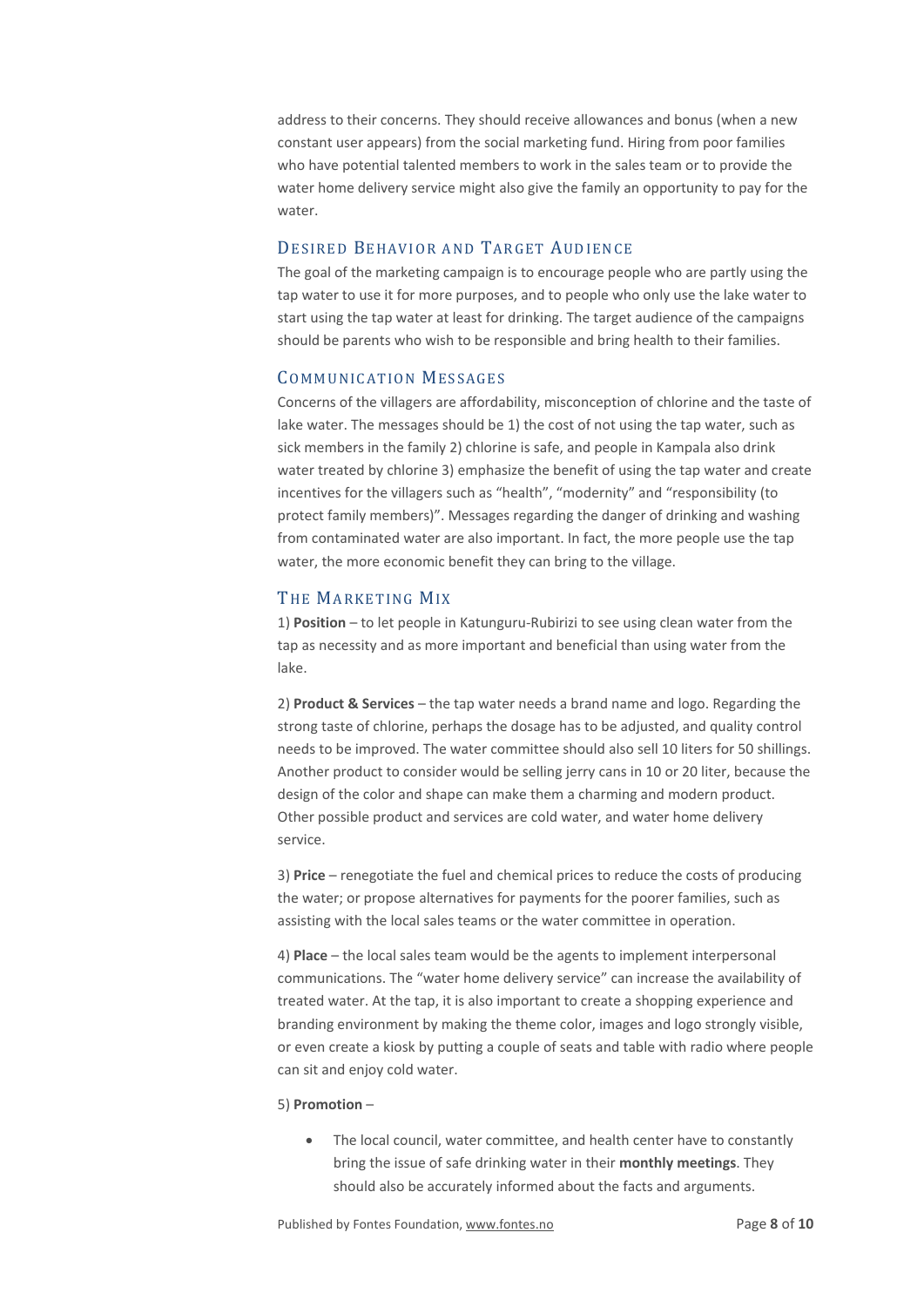address to their concerns. They should receive allowances and bonus (when a new constant user appears) from the social marketing fund. Hiring from poor families who have potential talented members to work in the sales team or to provide the water home delivery service might also give the family an opportunity to pay for the water.

## Desired Behavior and Target Audience

The goal of the marketing campaign is to encourage people who are partly using the tap water to use it for more purposes, and to people who only use the lake water to start using the tap water at least for drinking. The target audience of the campaigns should be parents who wish to be responsible and bring health to their families.

## Communication Messages

Concerns of the villagers are affordability, misconception of chlorine and the taste of lake water. The messages should be 1) the cost of not using the tap water, such as sick members in the family 2) chlorine is safe, and people in Kampala also drink water treated by chlorine 3) emphasize the benefit of using the tap water and create incentives for the villagers such as "health", "modernity" and "responsibility (to protect family members)". Messages regarding the danger of drinking and washing from contaminated water are also important. In fact, the more people use the tap water, the more economic benefit they can bring to the village.

## The Marketing Mix

1) **Position** – to let people in Katunguru-Rubirizi to see using clean water from the tap as necessity and as more important and beneficial than using water from the lake.

2) **Product & Services** – the tap water needs a brand name and logo. Regarding the strong taste of chlorine, perhaps the dosage has to be adjusted, and quality control needs to be improved. The water committee should also sell 10 liters for 50 shillings. Another product to consider would be selling jerry cans in 10 or 20 liter, because the design of the color and shape can make them a charming and modern product. Other possible product and services are cold water, and water home delivery service.

3) **Price** – renegotiate the fuel and chemical prices to reduce the costs of producing the water; or propose alternatives for payments for the poorer families, such as assisting with the local sales teams or the water committee in operation.

4) **Place** – the local sales team would be the agents to implement interpersonal communications. The "water home delivery service" can increase the availability of treated water. At the tap, it is also important to create a shopping experience and branding environment by making the theme color, images and logo strongly visible, or even create a kiosk by putting a couple of seats and table with radio where people can sit and enjoy cold water.

5) **Promotion** –

- The local council, water committee, and health center have to constantly bring the issue of safe drinking water in their **monthly meetings**. They should also be accurately informed about the facts and arguments.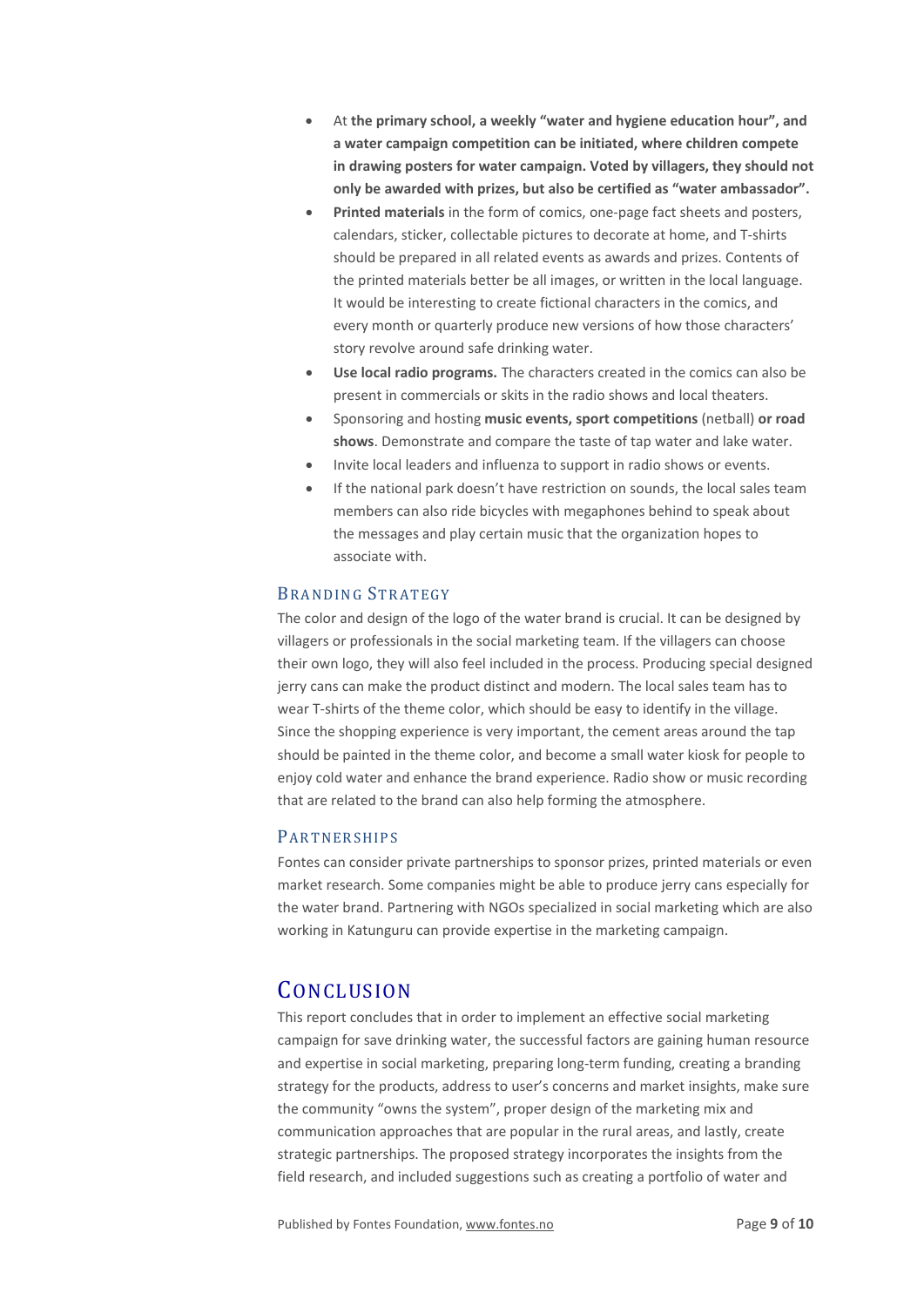- At **the primary school, a weekly "water and hygiene education hour", and a water campaign competition can be initiated, where children compete in drawing posters for water campaign. Voted by villagers, they should not only be awarded with prizes, but also be certified as "water ambassador".**
- **Printed materials** in the form of comics, one-page fact sheets and posters, calendars, sticker, collectable pictures to decorate at home, and T-shirts should be prepared in all related events as awards and prizes. Contents of the printed materials better be all images, or written in the local language. It would be interesting to create fictional characters in the comics, and every month or quarterly produce new versions of how those characters' story revolve around safe drinking water.
- **Use local radio programs.** The characters created in the comics can also be present in commercials or skits in the radio shows and local theaters.
- Sponsoring and hosting **music events, sport competitions** (netball) **or road shows**. Demonstrate and compare the taste of tap water and lake water.
- Invite local leaders and influenza to support in radio shows or events.
- If the national park doesn't have restriction on sounds, the local sales team members can also ride bicycles with megaphones behind to speak about the messages and play certain music that the organization hopes to associate with.

### Branding Strategy

The color and design of the logo of the water brand is crucial. It can be designed by villagers or professionals in the social marketing team. If the villagers can choose their own logo, they will also feel included in the process. Producing special designed jerry cans can make the product distinct and modern. The local sales team has to wear T-shirts of the theme color, which should be easy to identify in the village. Since the shopping experience is very important, the cement areas around the tap should be painted in the theme color, and become a small water kiosk for people to enjoy cold water and enhance the brand experience. Radio show or music recording that are related to the brand can also help forming the atmosphere.

### Partnerships

Fontes can consider private partnerships to sponsor prizes, printed materials or even market research. Some companies might be able to produce jerry cans especially for the water brand. Partnering with NGOs specialized in social marketing which are also working in Katunguru can provide expertise in the marketing campaign.

## Conclusion

This report concludes that in order to implement an effective social marketing campaign for save drinking water, the successful factors are gaining human resource and expertise in social marketing, preparing long-term funding, creating a branding strategy for the products, address to user's concerns and market insights, make sure the community "owns the system", proper design of the marketing mix and communication approaches that are popular in the rural areas, and lastly, create strategic partnerships. The proposed strategy incorporates the insights from the field research, and included suggestions such as creating a portfolio of water and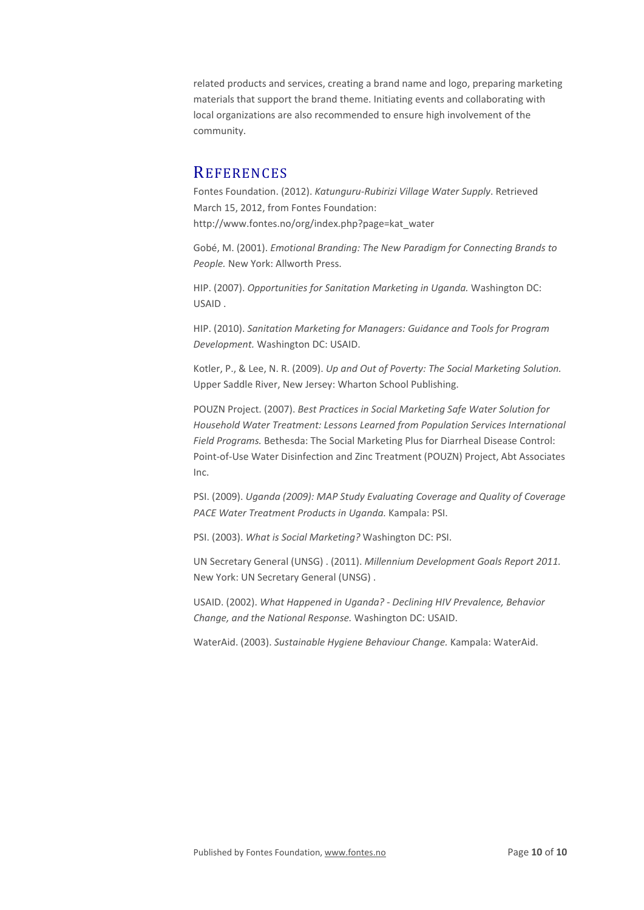related products and services, creating a brand name and logo, preparing marketing materials that support the brand theme. Initiating events and collaborating with local organizations are also recommended to ensure high involvement of the community.

## References

Fontes Foundation. (2012). *Katunguru-Rubirizi Village Water Supply*. Retrieved March 15, 2012, from Fontes Foundation: http://www.fontes.no/org/index.php?page=kat_water

Gobé, M. (2001). *Emotional Branding: The New Paradigm for Connecting Brands to People.* New York: Allworth Press.

HIP. (2007). *Opportunities for Sanitation Marketing in Uganda.* Washington DC: USAID .

HIP. (2010). *Sanitation Marketing for Managers: Guidance and Tools for Program Development.* Washington DC: USAID.

Kotler, P., & Lee, N. R. (2009). *Up and Out of Poverty: The Social Marketing Solution.* Upper Saddle River, New Jersey: Wharton School Publishing.

POUZN Project. (2007). *Best Practices in Social Marketing Safe Water Solution for Household Water Treatment: Lessons Learned from Population Services International Field Programs.* Bethesda: The Social Marketing Plus for Diarrheal Disease Control: Point-of-Use Water Disinfection and Zinc Treatment (POUZN) Project, Abt Associates Inc.

PSI. (2009). *Uganda (2009): MAP Study Evaluating Coverage and Quality of Coverage PACE Water Treatment Products in Uganda.* Kampala: PSI.

PSI. (2003). *What is Social Marketing?* Washington DC: PSI.

UN Secretary General (UNSG) . (2011). *Millennium Development Goals Report 2011.* New York: UN Secretary General (UNSG) .

USAID. (2002). *What Happened in Uganda? - Declining HIV Prevalence, Behavior Change, and the National Response.* Washington DC: USAID.

WaterAid. (2003). *Sustainable Hygiene Behaviour Change.* Kampala: WaterAid.